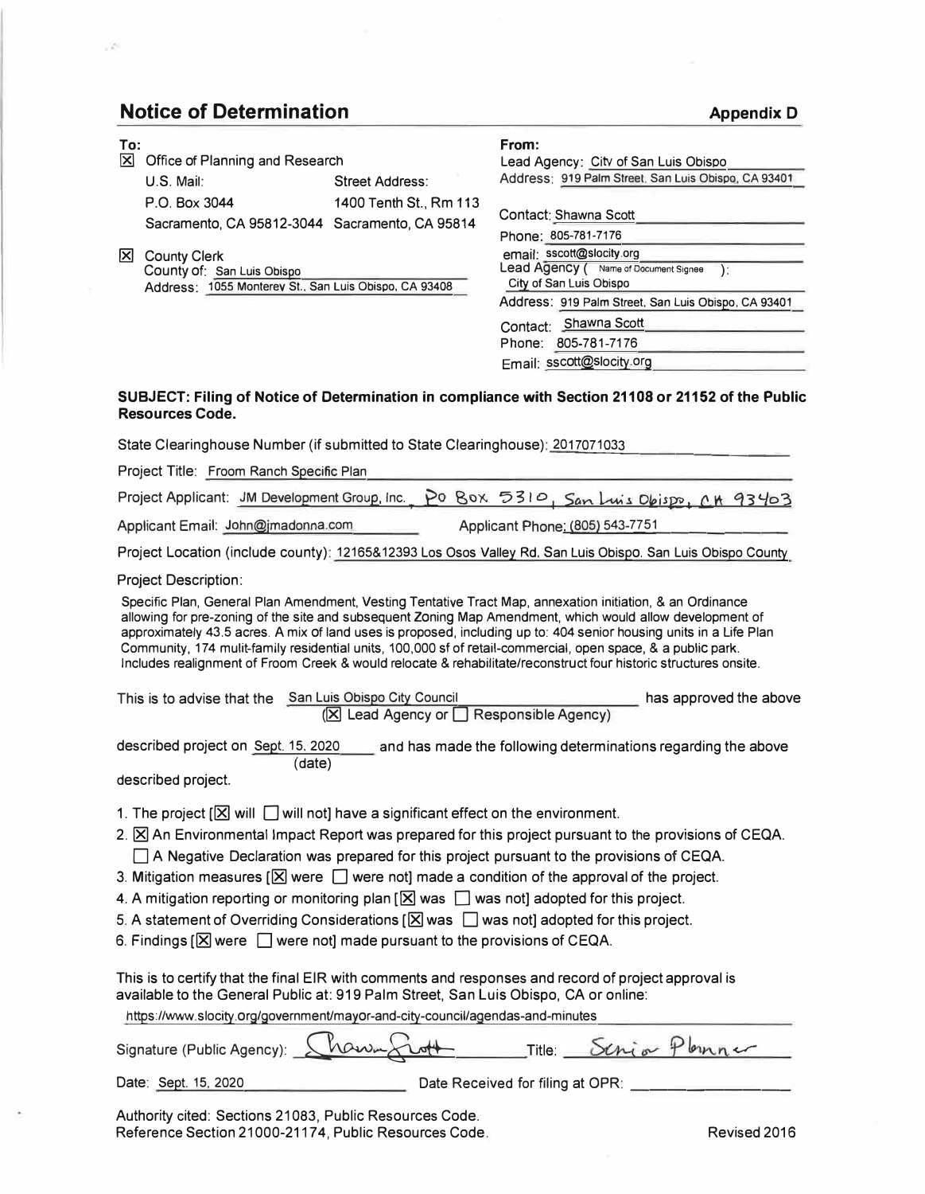## Notice of Determination

**Appendix D**

**To:**

[X] Office of Planning and Research

U.S. Mail: P.O. Box 3044, Sacramento, CA 95812-3044

Street Address: 1400 Tenth St., Rm 113, Sacramento, CA 95814

[X] County Clerk
County of: San Luis Obispo
Address: 1055 Monterey St., San Luis Obispo, CA 93408

**From:**

Lead Agency: City of San Luis Obispo
Address: 919 Palm Street, San Luis Obispo, CA 93401

Contact: Shawna Scott
Phone: 805-781-7176
email: sscott@slocity.org

Lead Agency ( Name of Document Signee ):
City of San Luis Obispo
Address: 919 Palm Street, San Luis Obispo, CA 93401
Contact: Shawna Scott
Phone: 805-781-7176
Email: sscott@slocity.org

**SUBJECT: Filing of Notice of Determination in compliance with Section 21108 or 21152 of the Public Resources Code.**

State Clearinghouse Number (if submitted to State Clearinghouse): 2017071033

Project Title: Froom Ranch Specific Plan

Project Applicant: JM Development Group, Inc., PO Box 5310, San Luis Obispo, CA 93403

Applicant Email: John@jmadonna.com

Applicant Phone: (805) 543-7751

Project Location (include county): 12165&12393 Los Osos Valley Rd, San Luis Obispo, San Luis Obispo County

Project Description:

Specific Plan, General Plan Amendment, Vesting Tentative Tract Map, annexation initiation, & an Ordinance allowing for pre-zoning of the site and subsequent Zoning Map Amendment, which would allow development of approximately 43.5 acres. A mix of land uses is proposed, including up to: 404 senior housing units in a Life Plan Community, 174 mulit-family residential units, 100,000 sf of retail-commercial, open space, & a public park. Includes realignment of Froom Creek & would relocate & rehabilitate/reconstruct four historic structures onsite.

This is to advise that the San Luis Obispo City Council ([X] Lead Agency or [ ] Responsible Agency) has approved the above described project on Sept. 15, 2020 (date) and has made the following determinations regarding the above described project.

1. The project [[X] will [ ] will not] have a significant effect on the environment.
2. [X] An Environmental Impact Report was prepared for this project pursuant to the provisions of CEQA.
   [ ] A Negative Declaration was prepared for this project pursuant to the provisions of CEQA.
3. Mitigation measures [[X] were [ ] were not] made a condition of the approval of the project.
4. A mitigation reporting or monitoring plan [[X] was [ ] was not] adopted for this project.
5. A statement of Overriding Considerations [[X] was [ ] was not] adopted for this project.
6. Findings [[X] were [ ] were not] made pursuant to the provisions of CEQA.

This is to certify that the final EIR with comments and responses and record of project approval is available to the General Public at: 919 Palm Street, San Luis Obispo, CA or online:
https://www.slocity.org/government/mayor-and-city-council/agendas-and-minutes

Signature (Public Agency): Shawna Scott    Title: Senior Planner

Date: Sept. 15, 2020    Date Received for filing at OPR: ______

Authority cited: Sections 21083, Public Resources Code.
Reference Section 21000-21174, Public Resources Code.

Revised 2016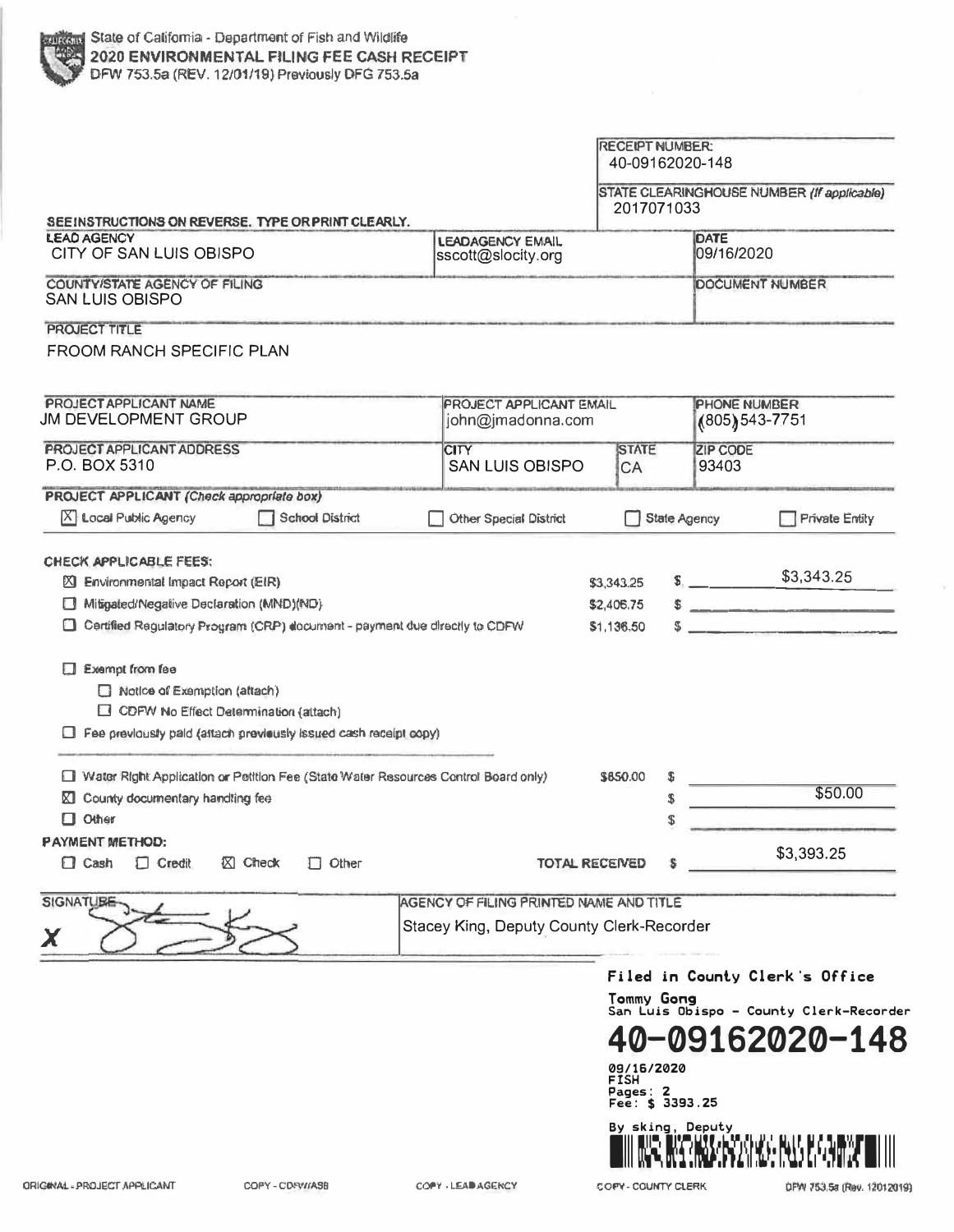State of California - Department of Fish and Wildlife
**2020 ENVIRONMENTAL FILING FEE CASH RECEIPT**
DFW 753.5a (REV. 12/01/19) Previously DFG 753.5a

RECEIPT NUMBER: 40-09162020-148

STATE CLEARINGHOUSE NUMBER *(If applicable)*: 2017071033

SEE INSTRUCTIONS ON REVERSE. TYPE OR PRINT CLEARLY.

| LEAD AGENCY | LEAD AGENCY EMAIL | DATE |
|---|---|---|
| CITY OF SAN LUIS OBISPO | sscott@slocity.org | 09/16/2020 |

| COUNTY/STATE AGENCY OF FILING | DOCUMENT NUMBER |
|---|---|
| SAN LUIS OBISPO | |

PROJECT TITLE

FROOM RANCH SPECIFIC PLAN

| PROJECT APPLICANT NAME | PROJECT APPLICANT EMAIL | | PHONE NUMBER |
|---|---|---|---|
| JM DEVELOPMENT GROUP | john@jmadonna.com | | (805) 543-7751 |
| **PROJECT APPLICANT ADDRESS** | **CITY** | **STATE** | **ZIP CODE** |
| P.O. BOX 5310 | SAN LUIS OBISPO | CA | 93403 |

PROJECT APPLICANT *(Check appropriate box)*

- [X] Local Public Agency
- [ ] School District
- [ ] Other Special District
- [ ] State Agency
- [ ] Private Entity

CHECK APPLICABLE FEES:

| | | |
|---|---|---|
| [X] Environmental Impact Report (EIR) | $3,343.25 | $ $3,343.25 |
| [ ] Mitigated/Negative Declaration (MND)(ND) | $2,406.75 | $ |
| [ ] Certified Regulatory Program (CRP) document - payment due directly to CDFW | $1,136.50 | $ |

- [ ] Exempt from fee
  - [ ] Notice of Exemption (attach)
  - [ ] CDFW No Effect Determination (attach)
- [ ] Fee previously paid (attach previously issued cash receipt copy)

| | | |
|---|---|---|
| [ ] Water Right Application or Petition Fee (State Water Resources Control Board only) | $850.00 | $ |
| [X] County documentary handling fee | | $ $50.00 |
| [ ] Other | | $ |

PAYMENT METHOD:

- [ ] Cash
- [ ] Credit
- [X] Check
- [ ] Other

TOTAL RECEIVED $ $3,393.25

SIGNATURE

X

AGENCY OF FILING PRINTED NAME AND TITLE

Stacey King, Deputy County Clerk-Recorder

**Filed in County Clerk's Office**

**Tommy Gong**
San Luis Obispo - County Clerk-Recorder

**40-09162020-148**

09/16/2020
FISH
Pages: 2
Fee: $ 3393.25

By sking, Deputy

ORIGINAL - PROJECT APPLICANT | COPY - CDFW/ASB | COPY - LEAD AGENCY | COPY - COUNTY CLERK | DFW 753.5a (Rev. 12012019)